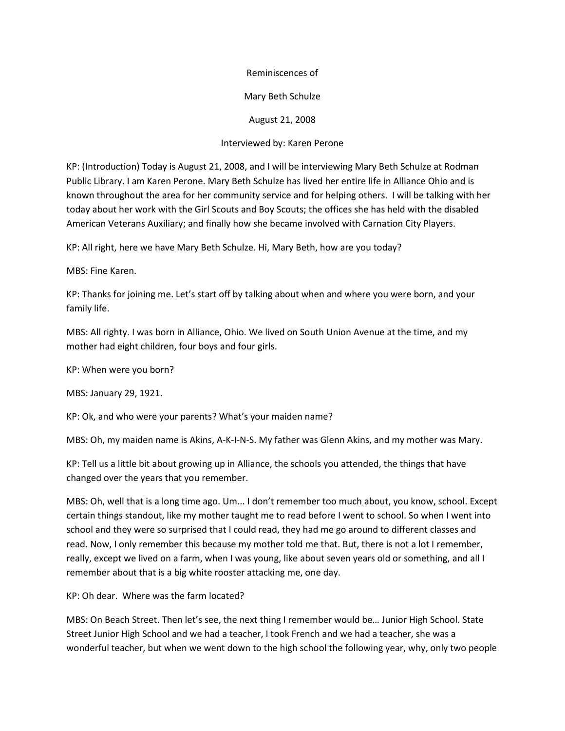Reminiscences of

Mary Beth Schulze

August 21, 2008

Interviewed by: Karen Perone

KP: (Introduction) Today is August 21, 2008, and I will be interviewing Mary Beth Schulze at Rodman Public Library. I am Karen Perone. Mary Beth Schulze has lived her entire life in Alliance Ohio and is known throughout the area for her community service and for helping others. I will be talking with her today about her work with the Girl Scouts and Boy Scouts; the offices she has held with the disabled American Veterans Auxiliary; and finally how she became involved with Carnation City Players.

KP: All right, here we have Mary Beth Schulze. Hi, Mary Beth, how are you today?

MBS: Fine Karen.

KP: Thanks for joining me. Let's start off by talking about when and where you were born, and your family life.

MBS: All righty. I was born in Alliance, Ohio. We lived on South Union Avenue at the time, and my mother had eight children, four boys and four girls.

KP: When were you born?

MBS: January 29, 1921.

KP: Ok, and who were your parents? What's your maiden name?

MBS: Oh, my maiden name is Akins, A-K-I-N-S. My father was Glenn Akins, and my mother was Mary.

KP: Tell us a little bit about growing up in Alliance, the schools you attended, the things that have changed over the years that you remember.

MBS: Oh, well that is a long time ago. Um... I don't remember too much about, you know, school. Except certain things standout, like my mother taught me to read before I went to school. So when I went into school and they were so surprised that I could read, they had me go around to different classes and read. Now, I only remember this because my mother told me that. But, there is not a lot I remember, really, except we lived on a farm, when I was young, like about seven years old or something, and all I remember about that is a big white rooster attacking me, one day.

KP: Oh dear. Where was the farm located?

MBS: On Beach Street. Then let's see, the next thing I remember would be… Junior High School. State Street Junior High School and we had a teacher, I took French and we had a teacher, she was a wonderful teacher, but when we went down to the high school the following year, why, only two people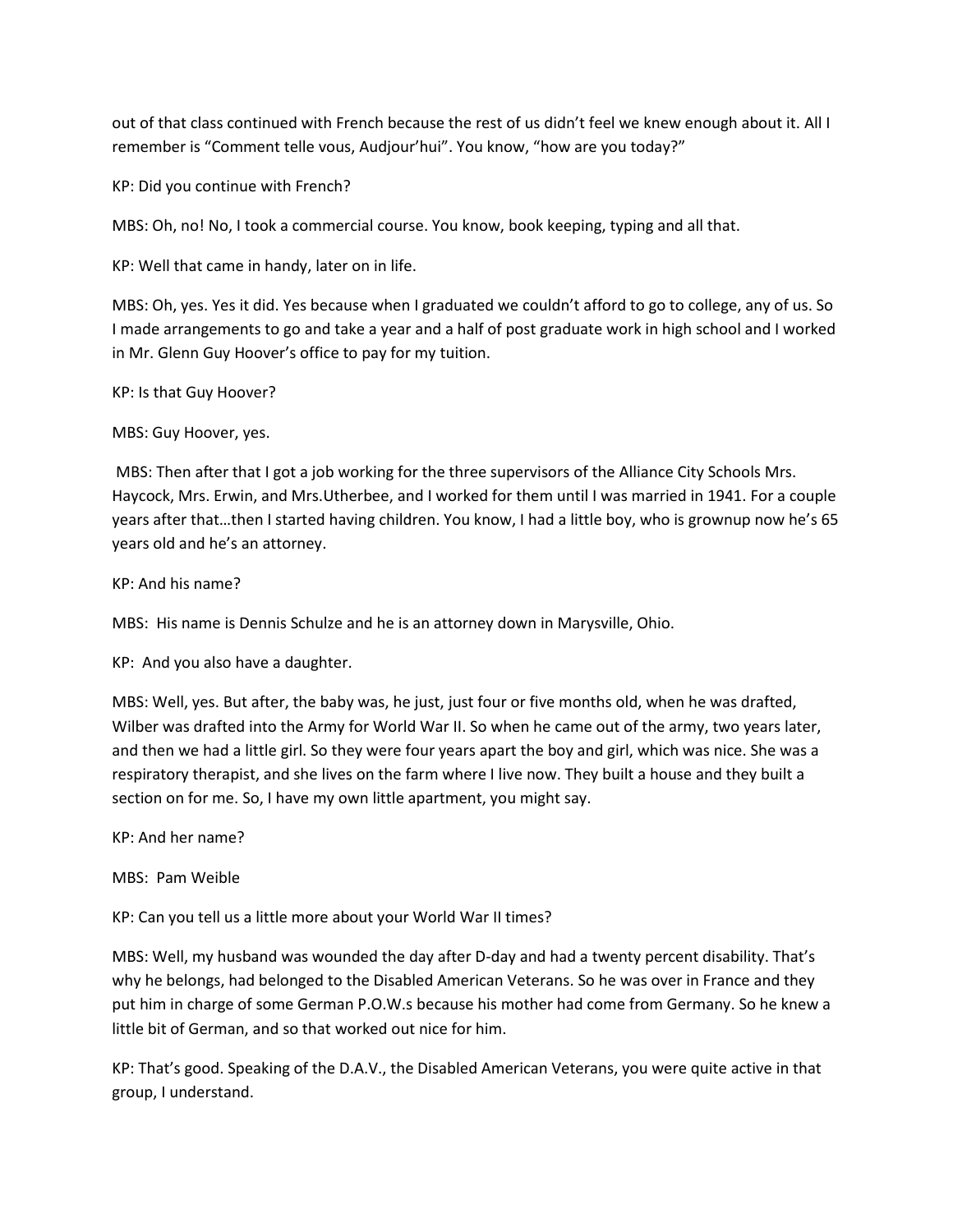out of that class continued with French because the rest of us didn't feel we knew enough about it. All I remember is "Comment telle vous, Audjour'hui". You know, "how are you today?"

KP: Did you continue with French?

MBS: Oh, no! No, I took a commercial course. You know, book keeping, typing and all that.

KP: Well that came in handy, later on in life.

MBS: Oh, yes. Yes it did. Yes because when I graduated we couldn't afford to go to college, any of us. So I made arrangements to go and take a year and a half of post graduate work in high school and I worked in Mr. Glenn Guy Hoover's office to pay for my tuition.

KP: Is that Guy Hoover?

MBS: Guy Hoover, yes.

MBS: Then after that I got a job working for the three supervisors of the Alliance City Schools Mrs. Haycock, Mrs. Erwin, and Mrs.Utherbee, and I worked for them until I was married in 1941. For a couple years after that…then I started having children. You know, I had a little boy, who is grownup now he's 65 years old and he's an attorney.

KP: And his name?

MBS: His name is Dennis Schulze and he is an attorney down in Marysville, Ohio.

KP: And you also have a daughter.

MBS: Well, yes. But after, the baby was, he just, just four or five months old, when he was drafted, Wilber was drafted into the Army for World War II. So when he came out of the army, two years later, and then we had a little girl. So they were four years apart the boy and girl, which was nice. She was a respiratory therapist, and she lives on the farm where I live now. They built a house and they built a section on for me. So, I have my own little apartment, you might say.

KP: And her name?

MBS: Pam Weible

KP: Can you tell us a little more about your World War II times?

MBS: Well, my husband was wounded the day after D-day and had a twenty percent disability. That's why he belongs, had belonged to the Disabled American Veterans. So he was over in France and they put him in charge of some German P.O.W.s because his mother had come from Germany. So he knew a little bit of German, and so that worked out nice for him.

KP: That's good. Speaking of the D.A.V., the Disabled American Veterans, you were quite active in that group, I understand.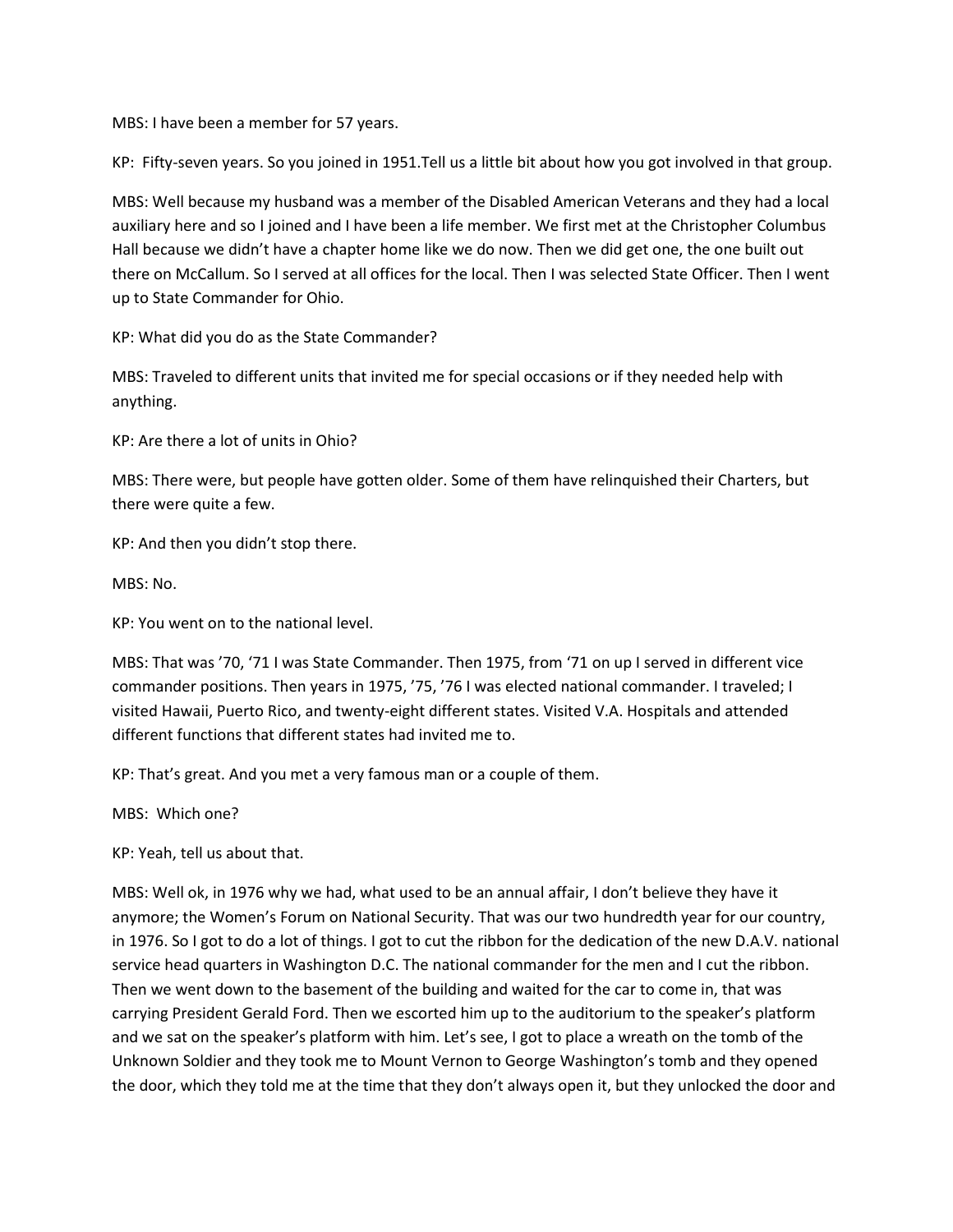MBS: I have been a member for 57 years.

KP: Fifty-seven years. So you joined in 1951.Tell us a little bit about how you got involved in that group.

MBS: Well because my husband was a member of the Disabled American Veterans and they had a local auxiliary here and so I joined and I have been a life member. We first met at the Christopher Columbus Hall because we didn't have a chapter home like we do now. Then we did get one, the one built out there on McCallum. So I served at all offices for the local. Then I was selected State Officer. Then I went up to State Commander for Ohio.

KP: What did you do as the State Commander?

MBS: Traveled to different units that invited me for special occasions or if they needed help with anything.

KP: Are there a lot of units in Ohio?

MBS: There were, but people have gotten older. Some of them have relinquished their Charters, but there were quite a few.

KP: And then you didn't stop there.

MBS: No.

KP: You went on to the national level.

MBS: That was '70, '71 I was State Commander. Then 1975, from '71 on up I served in different vice commander positions. Then years in 1975, '75, '76 I was elected national commander. I traveled; I visited Hawaii, Puerto Rico, and twenty-eight different states. Visited V.A. Hospitals and attended different functions that different states had invited me to.

KP: That's great. And you met a very famous man or a couple of them.

MBS: Which one?

KP: Yeah, tell us about that.

MBS: Well ok, in 1976 why we had, what used to be an annual affair, I don't believe they have it anymore; the Women's Forum on National Security. That was our two hundredth year for our country, in 1976. So I got to do a lot of things. I got to cut the ribbon for the dedication of the new D.A.V. national service head quarters in Washington D.C. The national commander for the men and I cut the ribbon. Then we went down to the basement of the building and waited for the car to come in, that was carrying President Gerald Ford. Then we escorted him up to the auditorium to the speaker's platform and we sat on the speaker's platform with him. Let's see, I got to place a wreath on the tomb of the Unknown Soldier and they took me to Mount Vernon to George Washington's tomb and they opened the door, which they told me at the time that they don't always open it, but they unlocked the door and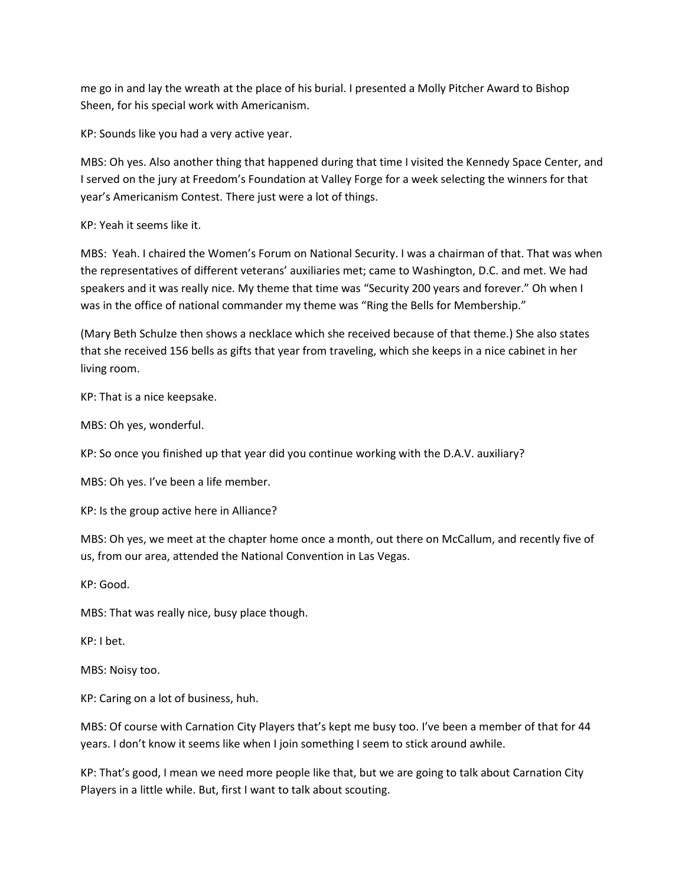me go in and lay the wreath at the place of his burial. I presented a Molly Pitcher Award to Bishop Sheen, for his special work with Americanism.

KP: Sounds like you had a very active year.

MBS: Oh yes. Also another thing that happened during that time I visited the Kennedy Space Center, and I served on the jury at Freedom's Foundation at Valley Forge for a week selecting the winners for that year's Americanism Contest. There just were a lot of things.

KP: Yeah it seems like it.

MBS: Yeah. I chaired the Women's Forum on National Security. I was a chairman of that. That was when the representatives of different veterans' auxiliaries met; came to Washington, D.C. and met. We had speakers and it was really nice. My theme that time was "Security 200 years and forever." Oh when I was in the office of national commander my theme was "Ring the Bells for Membership."

(Mary Beth Schulze then shows a necklace which she received because of that theme.) She also states that she received 156 bells as gifts that year from traveling, which she keeps in a nice cabinet in her living room.

KP: That is a nice keepsake.

MBS: Oh yes, wonderful.

KP: So once you finished up that year did you continue working with the D.A.V. auxiliary?

MBS: Oh yes. I've been a life member.

KP: Is the group active here in Alliance?

MBS: Oh yes, we meet at the chapter home once a month, out there on McCallum, and recently five of us, from our area, attended the National Convention in Las Vegas.

KP: Good.

MBS: That was really nice, busy place though.

KP: I bet.

MBS: Noisy too.

KP: Caring on a lot of business, huh.

MBS: Of course with Carnation City Players that's kept me busy too. I've been a member of that for 44 years. I don't know it seems like when I join something I seem to stick around awhile.

KP: That's good, I mean we need more people like that, but we are going to talk about Carnation City Players in a little while. But, first I want to talk about scouting.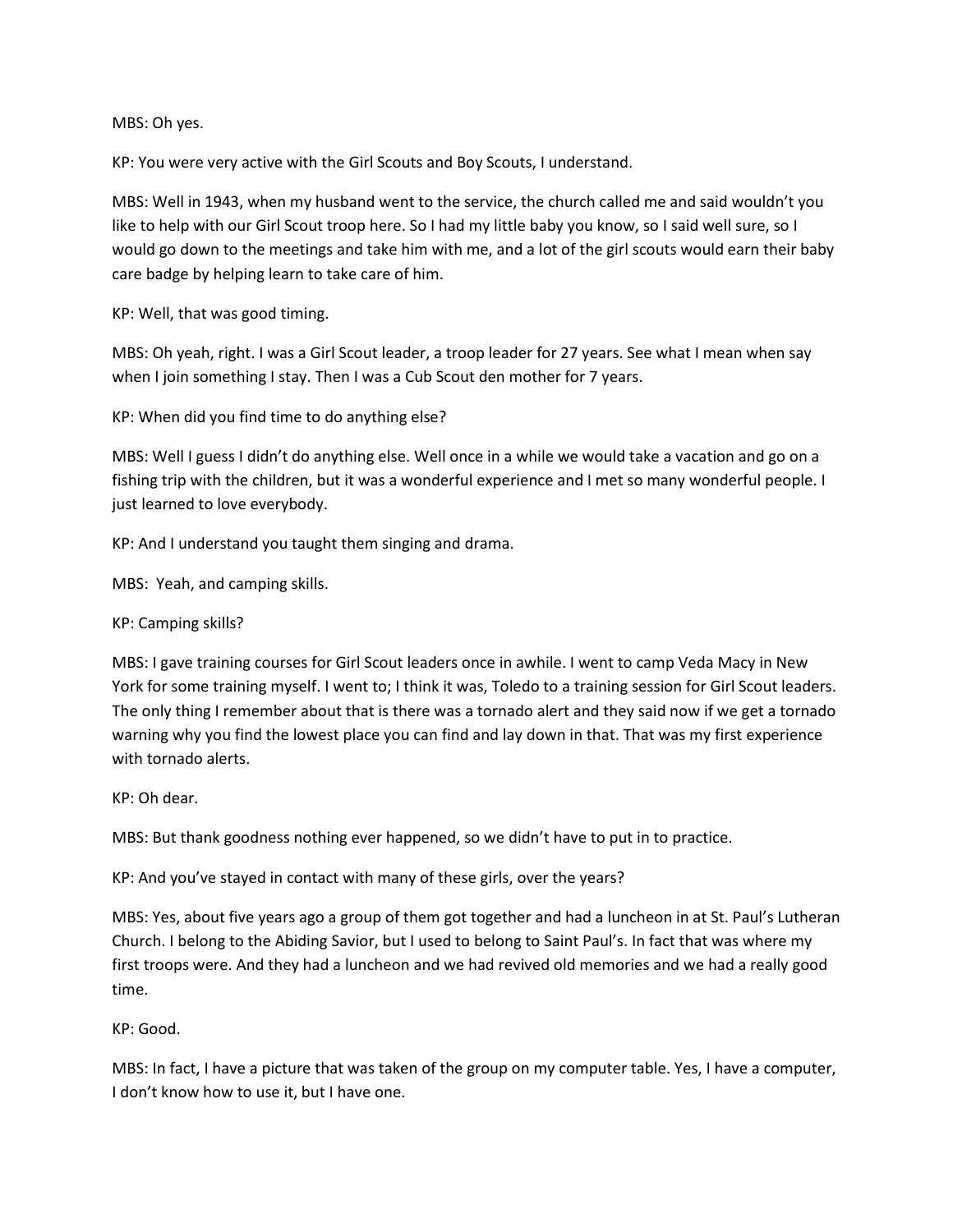MBS: Oh yes.

KP: You were very active with the Girl Scouts and Boy Scouts, I understand.

MBS: Well in 1943, when my husband went to the service, the church called me and said wouldn't you like to help with our Girl Scout troop here. So I had my little baby you know, so I said well sure, so I would go down to the meetings and take him with me, and a lot of the girl scouts would earn their baby care badge by helping learn to take care of him.

KP: Well, that was good timing.

MBS: Oh yeah, right. I was a Girl Scout leader, a troop leader for 27 years. See what I mean when say when I join something I stay. Then I was a Cub Scout den mother for 7 years.

KP: When did you find time to do anything else?

MBS: Well I guess I didn't do anything else. Well once in a while we would take a vacation and go on a fishing trip with the children, but it was a wonderful experience and I met so many wonderful people. I just learned to love everybody.

KP: And I understand you taught them singing and drama.

MBS: Yeah, and camping skills.

KP: Camping skills?

MBS: I gave training courses for Girl Scout leaders once in awhile. I went to camp Veda Macy in New York for some training myself. I went to; I think it was, Toledo to a training session for Girl Scout leaders. The only thing I remember about that is there was a tornado alert and they said now if we get a tornado warning why you find the lowest place you can find and lay down in that. That was my first experience with tornado alerts.

KP: Oh dear.

MBS: But thank goodness nothing ever happened, so we didn't have to put in to practice.

KP: And you've stayed in contact with many of these girls, over the years?

MBS: Yes, about five years ago a group of them got together and had a luncheon in at St. Paul's Lutheran Church. I belong to the Abiding Savior, but I used to belong to Saint Paul's. In fact that was where my first troops were. And they had a luncheon and we had revived old memories and we had a really good time.

KP: Good.

MBS: In fact, I have a picture that was taken of the group on my computer table. Yes, I have a computer, I don't know how to use it, but I have one.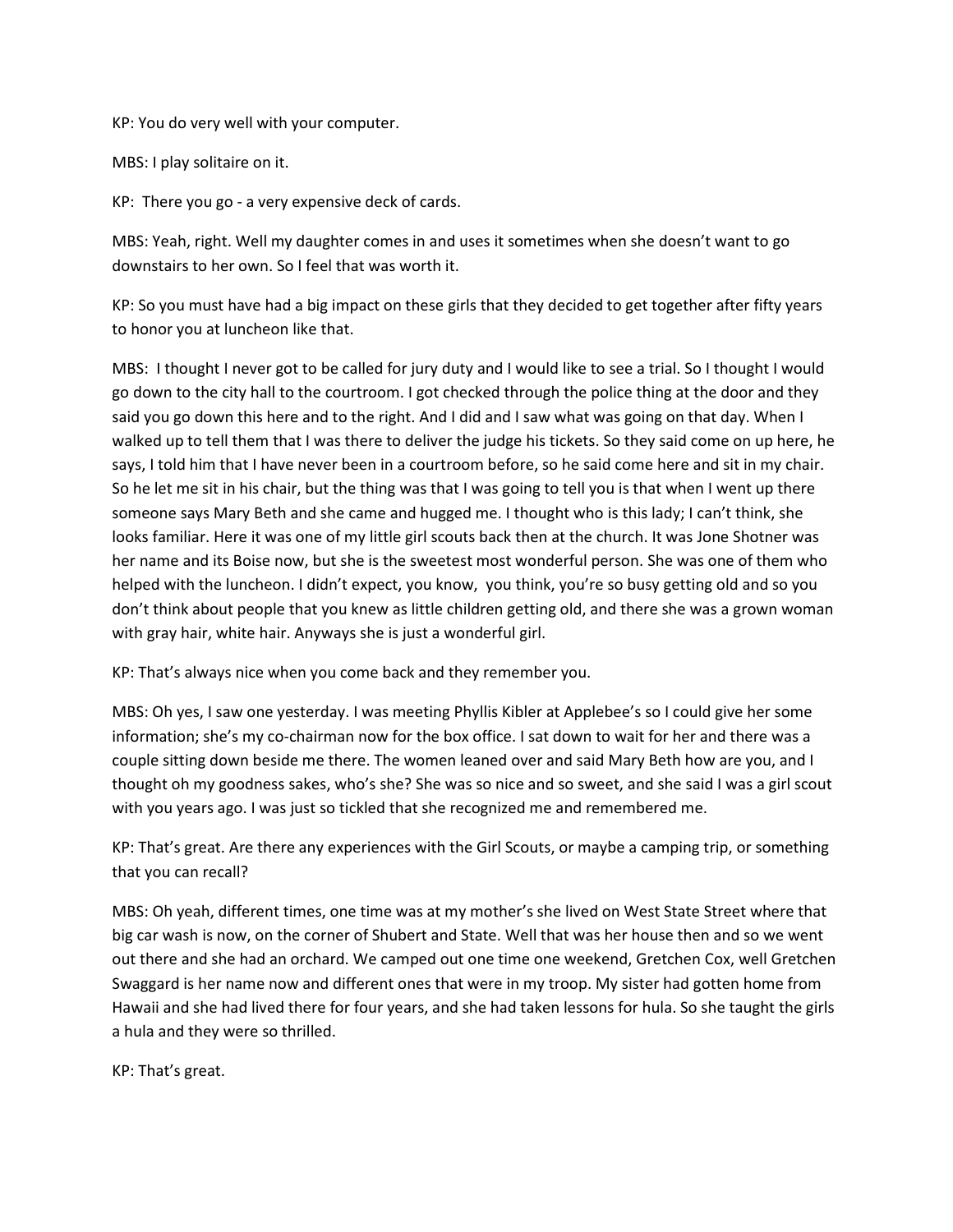KP: You do very well with your computer.

MBS: I play solitaire on it.

KP: There you go - a very expensive deck of cards.

MBS: Yeah, right. Well my daughter comes in and uses it sometimes when she doesn't want to go downstairs to her own. So I feel that was worth it.

KP: So you must have had a big impact on these girls that they decided to get together after fifty years to honor you at luncheon like that.

MBS: I thought I never got to be called for jury duty and I would like to see a trial. So I thought I would go down to the city hall to the courtroom. I got checked through the police thing at the door and they said you go down this here and to the right. And I did and I saw what was going on that day. When I walked up to tell them that I was there to deliver the judge his tickets. So they said come on up here, he says, I told him that I have never been in a courtroom before, so he said come here and sit in my chair. So he let me sit in his chair, but the thing was that I was going to tell you is that when I went up there someone says Mary Beth and she came and hugged me. I thought who is this lady; I can't think, she looks familiar. Here it was one of my little girl scouts back then at the church. It was Jone Shotner was her name and its Boise now, but she is the sweetest most wonderful person. She was one of them who helped with the luncheon. I didn't expect, you know, you think, you're so busy getting old and so you don't think about people that you knew as little children getting old, and there she was a grown woman with gray hair, white hair. Anyways she is just a wonderful girl.

KP: That's always nice when you come back and they remember you.

MBS: Oh yes, I saw one yesterday. I was meeting Phyllis Kibler at Applebee's so I could give her some information; she's my co-chairman now for the box office. I sat down to wait for her and there was a couple sitting down beside me there. The women leaned over and said Mary Beth how are you, and I thought oh my goodness sakes, who's she? She was so nice and so sweet, and she said I was a girl scout with you years ago. I was just so tickled that she recognized me and remembered me.

KP: That's great. Are there any experiences with the Girl Scouts, or maybe a camping trip, or something that you can recall?

MBS: Oh yeah, different times, one time was at my mother's she lived on West State Street where that big car wash is now, on the corner of Shubert and State. Well that was her house then and so we went out there and she had an orchard. We camped out one time one weekend, Gretchen Cox, well Gretchen Swaggard is her name now and different ones that were in my troop. My sister had gotten home from Hawaii and she had lived there for four years, and she had taken lessons for hula. So she taught the girls a hula and they were so thrilled.

KP: That's great.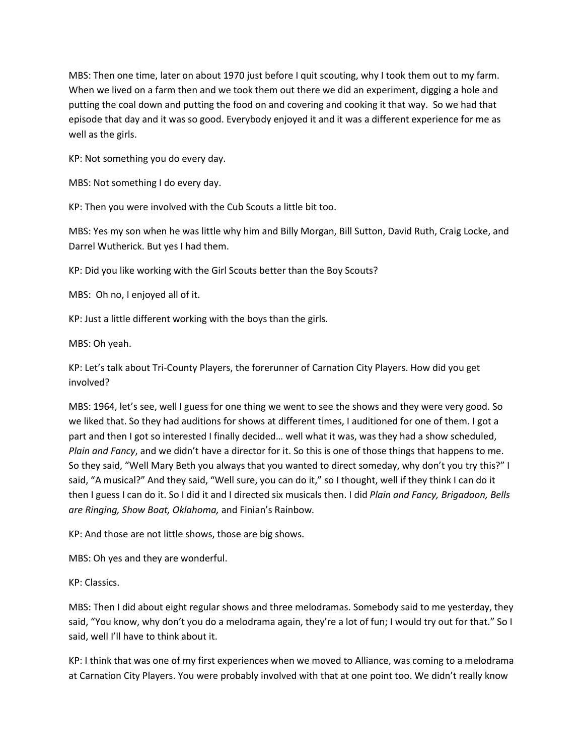MBS: Then one time, later on about 1970 just before I quit scouting, why I took them out to my farm. When we lived on a farm then and we took them out there we did an experiment, digging a hole and putting the coal down and putting the food on and covering and cooking it that way. So we had that episode that day and it was so good. Everybody enjoyed it and it was a different experience for me as well as the girls.

KP: Not something you do every day.

MBS: Not something I do every day.

KP: Then you were involved with the Cub Scouts a little bit too.

MBS: Yes my son when he was little why him and Billy Morgan, Bill Sutton, David Ruth, Craig Locke, and Darrel Wutherick. But yes I had them.

KP: Did you like working with the Girl Scouts better than the Boy Scouts?

MBS: Oh no, I enjoyed all of it.

KP: Just a little different working with the boys than the girls.

MBS: Oh yeah.

KP: Let's talk about Tri-County Players, the forerunner of Carnation City Players. How did you get involved?

MBS: 1964, let's see, well I guess for one thing we went to see the shows and they were very good. So we liked that. So they had auditions for shows at different times, I auditioned for one of them. I got a part and then I got so interested I finally decided… well what it was, was they had a show scheduled, *Plain and Fancy*, and we didn't have a director for it. So this is one of those things that happens to me. So they said, "Well Mary Beth you always that you wanted to direct someday, why don't you try this?" I said, "A musical?" And they said, "Well sure, you can do it," so I thought, well if they think I can do it then I guess I can do it. So I did it and I directed six musicals then. I did *Plain and Fancy, Brigadoon, Bells are Ringing, Show Boat, Oklahoma,* and Finian's Rainbow.

KP: And those are not little shows, those are big shows.

MBS: Oh yes and they are wonderful.

KP: Classics.

MBS: Then I did about eight regular shows and three melodramas. Somebody said to me yesterday, they said, "You know, why don't you do a melodrama again, they're a lot of fun; I would try out for that." So I said, well I'll have to think about it.

KP: I think that was one of my first experiences when we moved to Alliance, was coming to a melodrama at Carnation City Players. You were probably involved with that at one point too. We didn't really know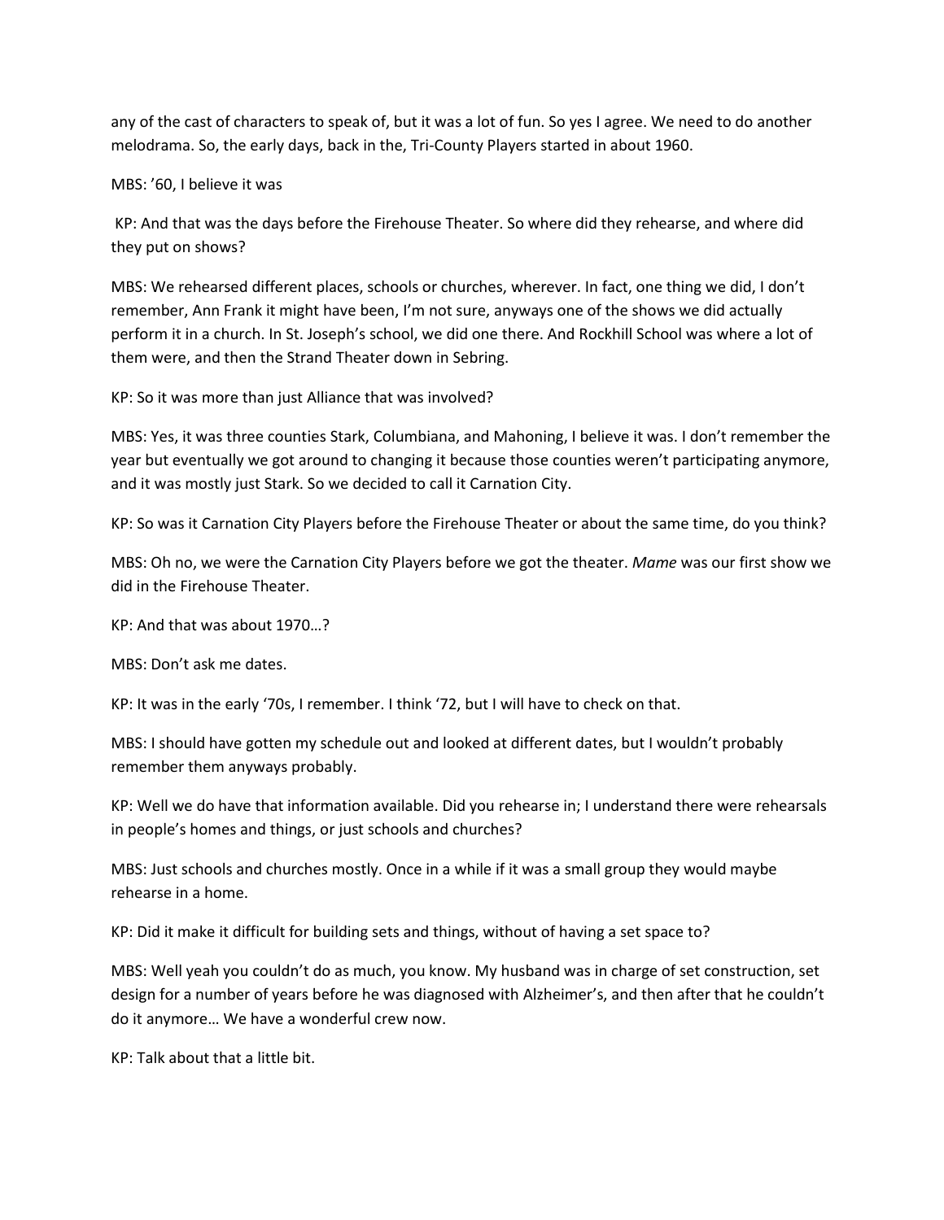any of the cast of characters to speak of, but it was a lot of fun. So yes I agree. We need to do another melodrama. So, the early days, back in the, Tri-County Players started in about 1960.

MBS: ’60, I believe it was

KP: And that was the days before the Firehouse Theater. So where did they rehearse, and where did they put on shows?

MBS: We rehearsed different places, schools or churches, wherever. In fact, one thing we did, I don’t remember, Ann Frank it might have been, I’m not sure, anyways one of the shows we did actually perform it in a church. In St. Joseph’s school, we did one there. And Rockhill School was where a lot of them were, and then the Strand Theater down in Sebring.

KP: So it was more than just Alliance that was involved?

MBS: Yes, it was three counties Stark, Columbiana, and Mahoning, I believe it was. I don’t remember the year but eventually we got around to changing it because those counties weren’t participating anymore, and it was mostly just Stark. So we decided to call it Carnation City.

KP: So was it Carnation City Players before the Firehouse Theater or about the same time, do you think?

MBS: Oh no, we were the Carnation City Players before we got the theater. *Mame* was our first show we did in the Firehouse Theater.

KP: And that was about 1970…?

MBS: Don’t ask me dates.

KP: It was in the early ‘70s, I remember. I think ‘72, but I will have to check on that.

MBS: I should have gotten my schedule out and looked at different dates, but I wouldn’t probably remember them anyways probably.

KP: Well we do have that information available. Did you rehearse in; I understand there were rehearsals in people’s homes and things, or just schools and churches?

MBS: Just schools and churches mostly. Once in a while if it was a small group they would maybe rehearse in a home.

KP: Did it make it difficult for building sets and things, without of having a set space to?

MBS: Well yeah you couldn’t do as much, you know. My husband was in charge of set construction, set design for a number of years before he was diagnosed with Alzheimer’s, and then after that he couldn’t do it anymore… We have a wonderful crew now.

KP: Talk about that a little bit.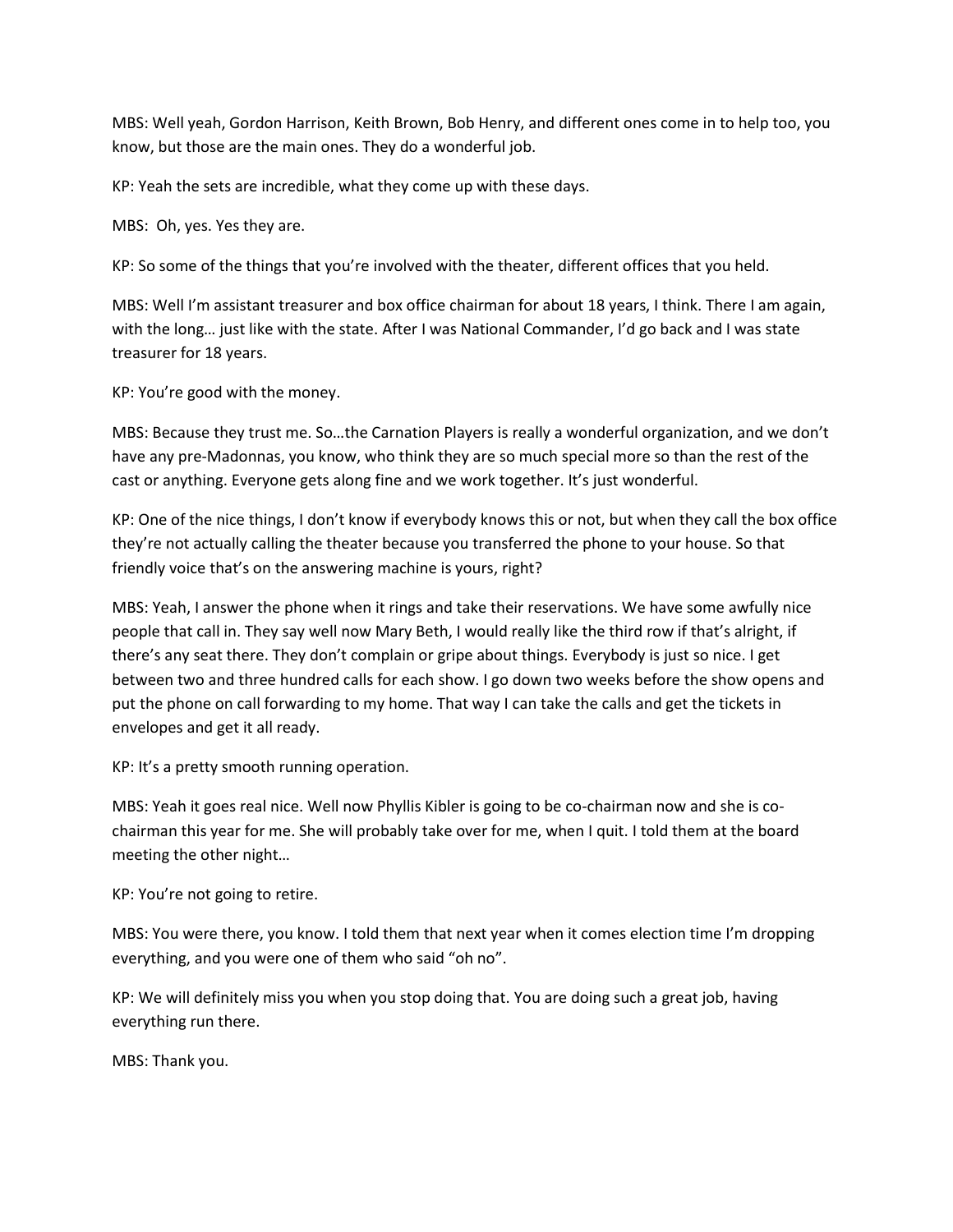MBS: Well yeah, Gordon Harrison, Keith Brown, Bob Henry, and different ones come in to help too, you know, but those are the main ones. They do a wonderful job.

KP: Yeah the sets are incredible, what they come up with these days.

MBS: Oh, yes. Yes they are.

KP: So some of the things that you're involved with the theater, different offices that you held.

MBS: Well I'm assistant treasurer and box office chairman for about 18 years, I think. There I am again, with the long… just like with the state. After I was National Commander, I'd go back and I was state treasurer for 18 years.

KP: You're good with the money.

MBS: Because they trust me. So…the Carnation Players is really a wonderful organization, and we don't have any pre-Madonnas, you know, who think they are so much special more so than the rest of the cast or anything. Everyone gets along fine and we work together. It's just wonderful.

KP: One of the nice things, I don't know if everybody knows this or not, but when they call the box office they're not actually calling the theater because you transferred the phone to your house. So that friendly voice that's on the answering machine is yours, right?

MBS: Yeah, I answer the phone when it rings and take their reservations. We have some awfully nice people that call in. They say well now Mary Beth, I would really like the third row if that's alright, if there's any seat there. They don't complain or gripe about things. Everybody is just so nice. I get between two and three hundred calls for each show. I go down two weeks before the show opens and put the phone on call forwarding to my home. That way I can take the calls and get the tickets in envelopes and get it all ready.

KP: It's a pretty smooth running operation.

MBS: Yeah it goes real nice. Well now Phyllis Kibler is going to be co-chairman now and she is co-chairman this year for me. She will probably take over for me, when I quit. I told them at the board meeting the other night…

KP: You're not going to retire.

MBS: You were there, you know. I told them that next year when it comes election time I'm dropping everything, and you were one of them who said "oh no".

KP: We will definitely miss you when you stop doing that. You are doing such a great job, having everything run there.

MBS: Thank you.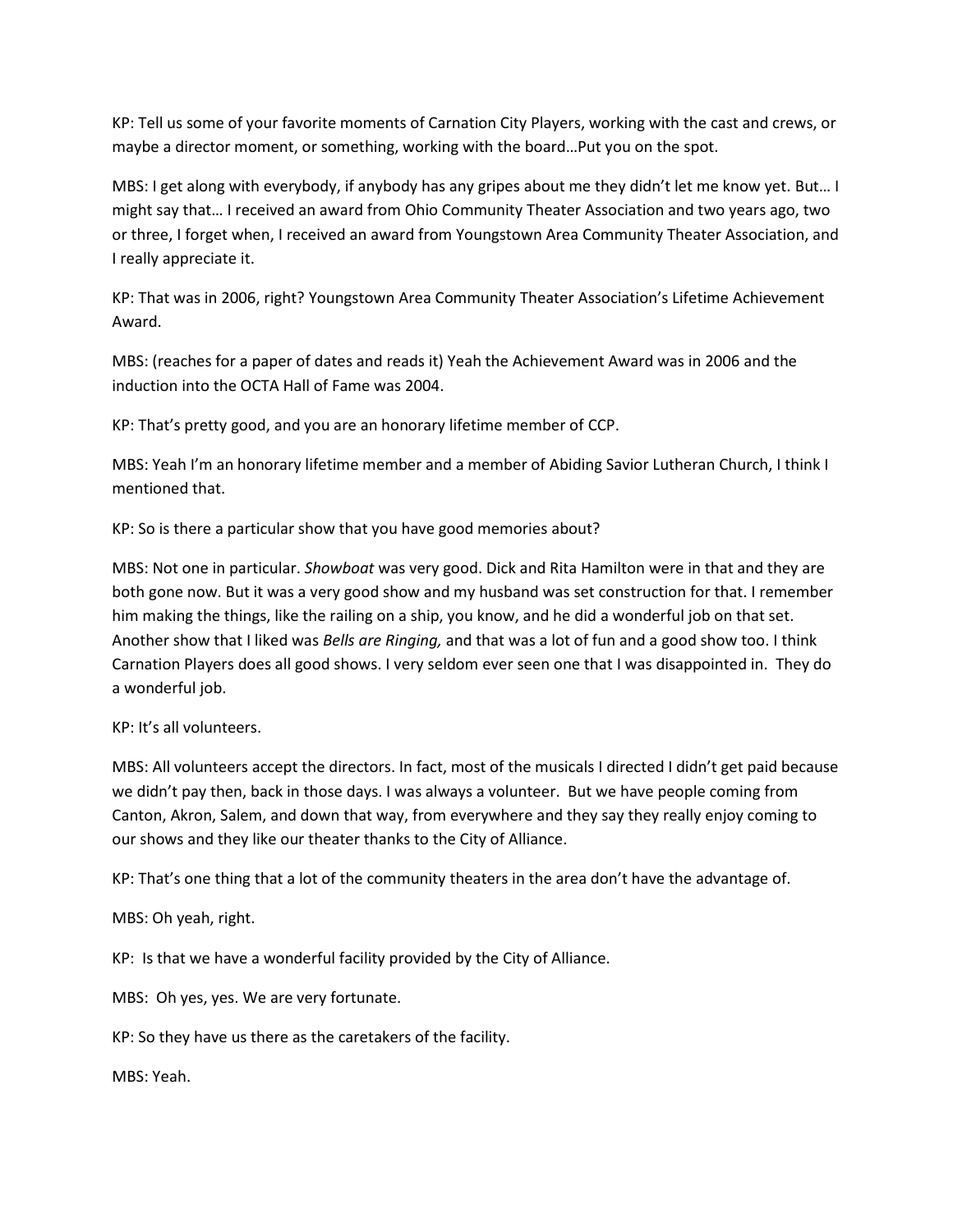KP: Tell us some of your favorite moments of Carnation City Players, working with the cast and crews, or maybe a director moment, or something, working with the board…Put you on the spot.

MBS: I get along with everybody, if anybody has any gripes about me they didn't let me know yet. But… I might say that… I received an award from Ohio Community Theater Association and two years ago, two or three, I forget when, I received an award from Youngstown Area Community Theater Association, and I really appreciate it.

KP: That was in 2006, right? Youngstown Area Community Theater Association's Lifetime Achievement Award.

MBS: (reaches for a paper of dates and reads it) Yeah the Achievement Award was in 2006 and the induction into the OCTA Hall of Fame was 2004.

KP: That's pretty good, and you are an honorary lifetime member of CCP.

MBS: Yeah I'm an honorary lifetime member and a member of Abiding Savior Lutheran Church, I think I mentioned that.

KP: So is there a particular show that you have good memories about?

MBS: Not one in particular. *Showboat* was very good. Dick and Rita Hamilton were in that and they are both gone now. But it was a very good show and my husband was set construction for that. I remember him making the things, like the railing on a ship, you know, and he did a wonderful job on that set. Another show that I liked was *Bells are Ringing,* and that was a lot of fun and a good show too. I think Carnation Players does all good shows. I very seldom ever seen one that I was disappointed in. They do a wonderful job.

KP: It's all volunteers.

MBS: All volunteers accept the directors. In fact, most of the musicals I directed I didn't get paid because we didn't pay then, back in those days. I was always a volunteer. But we have people coming from Canton, Akron, Salem, and down that way, from everywhere and they say they really enjoy coming to our shows and they like our theater thanks to the City of Alliance.

KP: That's one thing that a lot of the community theaters in the area don't have the advantage of.

MBS: Oh yeah, right.

KP: Is that we have a wonderful facility provided by the City of Alliance.

MBS: Oh yes, yes. We are very fortunate.

KP: So they have us there as the caretakers of the facility.

MBS: Yeah.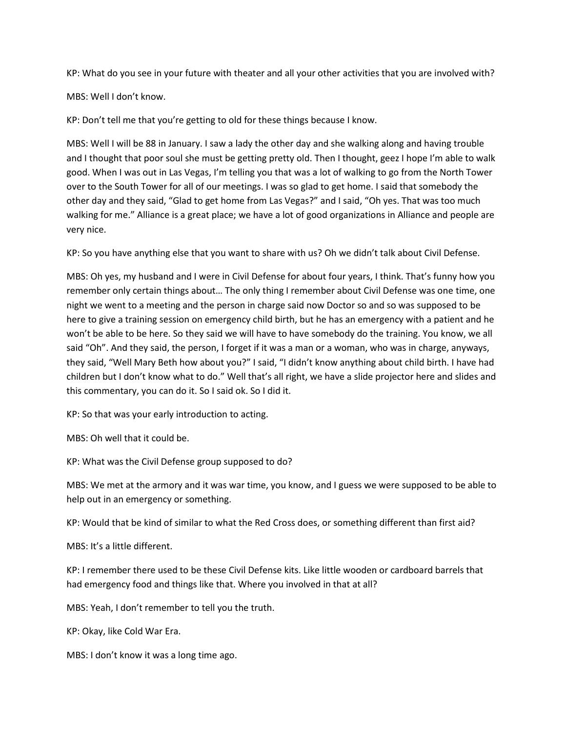KP: What do you see in your future with theater and all your other activities that you are involved with?

MBS: Well I don't know.

KP: Don't tell me that you're getting to old for these things because I know.

MBS: Well I will be 88 in January. I saw a lady the other day and she walking along and having trouble and I thought that poor soul she must be getting pretty old. Then I thought, geez I hope I'm able to walk good. When I was out in Las Vegas, I'm telling you that was a lot of walking to go from the North Tower over to the South Tower for all of our meetings. I was so glad to get home. I said that somebody the other day and they said, "Glad to get home from Las Vegas?" and I said, "Oh yes. That was too much walking for me." Alliance is a great place; we have a lot of good organizations in Alliance and people are very nice.

KP: So you have anything else that you want to share with us? Oh we didn't talk about Civil Defense.

MBS: Oh yes, my husband and I were in Civil Defense for about four years, I think. That's funny how you remember only certain things about… The only thing I remember about Civil Defense was one time, one night we went to a meeting and the person in charge said now Doctor so and so was supposed to be here to give a training session on emergency child birth, but he has an emergency with a patient and he won't be able to be here. So they said we will have to have somebody do the training. You know, we all said "Oh". And they said, the person, I forget if it was a man or a woman, who was in charge, anyways, they said, "Well Mary Beth how about you?" I said, "I didn't know anything about child birth. I have had children but I don't know what to do." Well that's all right, we have a slide projector here and slides and this commentary, you can do it. So I said ok. So I did it.

KP: So that was your early introduction to acting.

MBS: Oh well that it could be.

KP: What was the Civil Defense group supposed to do?

MBS: We met at the armory and it was war time, you know, and I guess we were supposed to be able to help out in an emergency or something.

KP: Would that be kind of similar to what the Red Cross does, or something different than first aid?

MBS: It's a little different.

KP: I remember there used to be these Civil Defense kits. Like little wooden or cardboard barrels that had emergency food and things like that. Where you involved in that at all?

MBS: Yeah, I don't remember to tell you the truth.

KP: Okay, like Cold War Era.

MBS: I don't know it was a long time ago.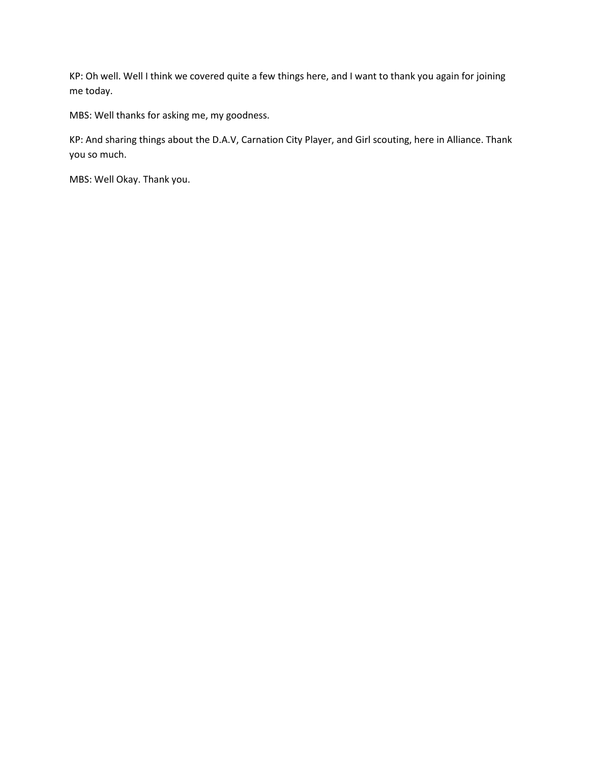KP: Oh well. Well I think we covered quite a few things here, and I want to thank you again for joining me today.

MBS: Well thanks for asking me, my goodness.

KP: And sharing things about the D.A.V, Carnation City Player, and Girl scouting, here in Alliance. Thank you so much.

MBS: Well Okay. Thank you.